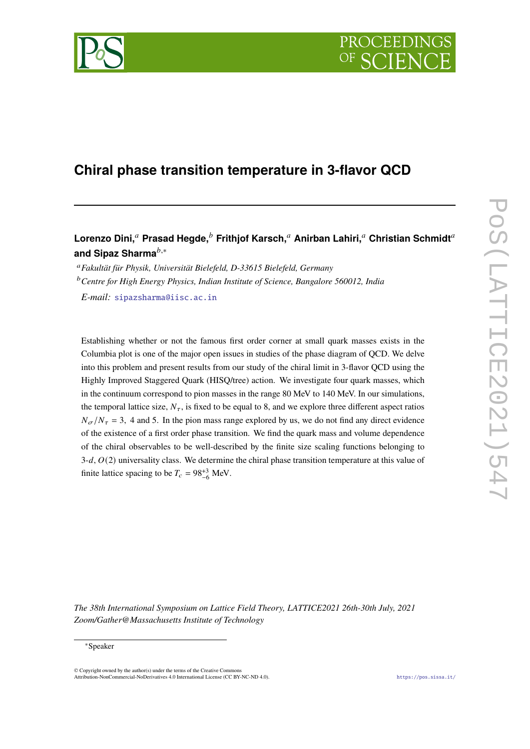# Chiral phase transition temperature in 3-flavor QCD

**Lorenzo Dini,**[a] **Prasad Hegde,**[b] **Frithjof Karsch,**[a] **Anirban Lahiri,**[a] **Christian Schmidt**[a] **and Sipaz Sharma**[b,*]

[a] *Fakultät für Physik, Universität Bielefeld, D-33615 Bielefeld, Germany*

[b] *Centre for High Energy Physics, Indian Institute of Science, Bangalore 560012, India*

*E-mail:* sipazsharma@iisc.ac.in

Establishing whether or not the famous first order corner at small quark masses exists in the Columbia plot is one of the major open issues in studies of the phase diagram of QCD. We delve into this problem and present results from our study of the chiral limit in 3-flavor QCD using the Highly Improved Staggered Quark (HISQ/tree) action. We investigate four quark masses, which in the continuum correspond to pion masses in the range 80 MeV to 140 MeV. In our simulations, the temporal lattice size, $N_\tau$, is fixed to be equal to 8, and we explore three different aspect ratios $N_\sigma/N_\tau = 3,\ 4$ and 5. In the pion mass range explored by us, we do not find any direct evidence of the existence of a first order phase transition. We find the quark mass and volume dependence of the chiral observables to be well-described by the finite size scaling functions belonging to 3-$d$, $O(2)$ universality class. We determine the chiral phase transition temperature at this value of finite lattice spacing to be $T_c = 98^{+3}_{-6}$ MeV.

*The 38th International Symposium on Lattice Field Theory, LATTICE2021 26th-30th July, 2021 Zoom/Gather@Massachusetts Institute of Technology*

*Speaker

© Copyright owned by the author(s) under the terms of the Creative Commons Attribution-NonCommercial-NoDerivatives 4.0 International License (CC BY-NC-ND 4.0).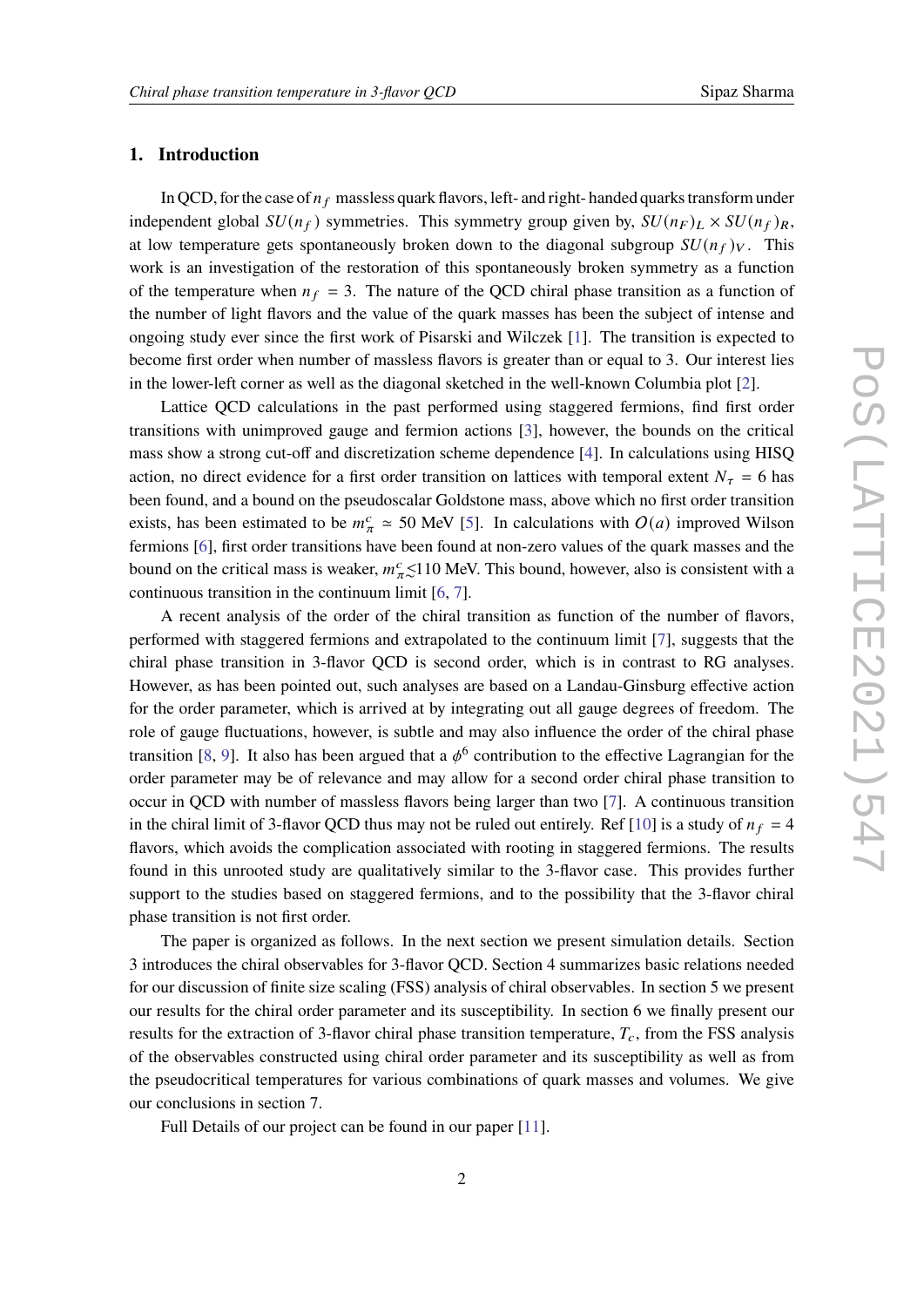## 1. Introduction

In QCD, for the case of $n_f$ massless quark flavors, left- and right- handed quarks transform under independent global $SU(n_f)$ symmetries. This symmetry group given by, $SU(n_F)_L \times SU(n_f)_R$, at low temperature gets spontaneously broken down to the diagonal subgroup $SU(n_f)_V$. This work is an investigation of the restoration of this spontaneously broken symmetry as a function of the temperature when $n_f = 3$. The nature of the QCD chiral phase transition as a function of the number of light flavors and the value of the quark masses has been the subject of intense and ongoing study ever since the first work of Pisarski and Wilczek [1]. The transition is expected to become first order when number of massless flavors is greater than or equal to 3. Our interest lies in the lower-left corner as well as the diagonal sketched in the well-known Columbia plot [2].

Lattice QCD calculations in the past performed using staggered fermions, find first order transitions with unimproved gauge and fermion actions [3], however, the bounds on the critical mass show a strong cut-off and discretization scheme dependence [4]. In calculations using HISQ action, no direct evidence for a first order transition on lattices with temporal extent $N_\tau = 6$ has been found, and a bound on the pseudoscalar Goldstone mass, above which no first order transition exists, has been estimated to be $m_\pi^c \simeq 50$ MeV [5]. In calculations with $O(a)$ improved Wilson fermions [6], first order transitions have been found at non-zero values of the quark masses and the bound on the critical mass is weaker, $m_\pi^c \lesssim 110$ MeV. This bound, however, also is consistent with a continuous transition in the continuum limit [6, 7].

A recent analysis of the order of the chiral transition as function of the number of flavors, performed with staggered fermions and extrapolated to the continuum limit [7], suggests that the chiral phase transition in 3-flavor QCD is second order, which is in contrast to RG analyses. However, as has been pointed out, such analyses are based on a Landau-Ginsburg effective action for the order parameter, which is arrived at by integrating out all gauge degrees of freedom. The role of gauge fluctuations, however, is subtle and may also influence the order of the chiral phase transition [8, 9]. It also has been argued that a $\phi^6$ contribution to the effective Lagrangian for the order parameter may be of relevance and may allow for a second order chiral phase transition to occur in QCD with number of massless flavors being larger than two [7]. A continuous transition in the chiral limit of 3-flavor QCD thus may not be ruled out entirely. Ref [10] is a study of $n_f = 4$ flavors, which avoids the complication associated with rooting in staggered fermions. The results found in this unrooted study are qualitatively similar to the 3-flavor case. This provides further support to the studies based on staggered fermions, and to the possibility that the 3-flavor chiral phase transition is not first order.

The paper is organized as follows. In the next section we present simulation details. Section 3 introduces the chiral observables for 3-flavor QCD. Section 4 summarizes basic relations needed for our discussion of finite size scaling (FSS) analysis of chiral observables. In section 5 we present our results for the chiral order parameter and its susceptibility. In section 6 we finally present our results for the extraction of 3-flavor chiral phase transition temperature, $T_c$, from the FSS analysis of the observables constructed using chiral order parameter and its susceptibility as well as from the pseudocritical temperatures for various combinations of quark masses and volumes. We give our conclusions in section 7.

Full Details of our project can be found in our paper [11].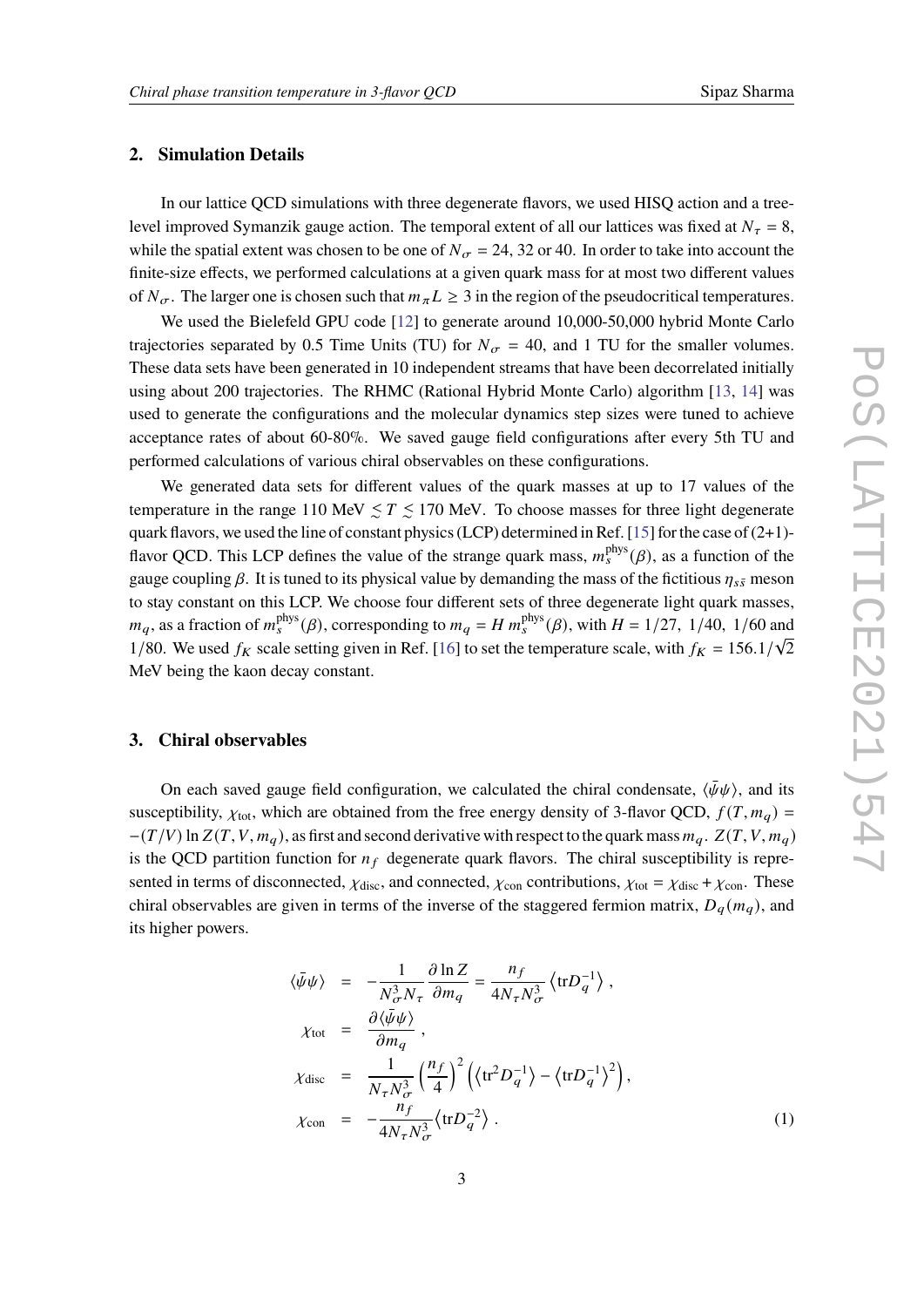## 2. Simulation Details

In our lattice QCD simulations with three degenerate flavors, we used HISQ action and a tree-level improved Symanzik gauge action. The temporal extent of all our lattices was fixed at $N_\tau = 8$, while the spatial extent was chosen to be one of $N_\sigma = 24$, 32 or 40. In order to take into account the finite-size effects, we performed calculations at a given quark mass for at most two different values of $N_\sigma$. The larger one is chosen such that $m_\pi L \geq 3$ in the region of the pseudocritical temperatures.

We used the Bielefeld GPU code [12] to generate around 10,000-50,000 hybrid Monte Carlo trajectories separated by 0.5 Time Units (TU) for $N_\sigma = 40$, and 1 TU for the smaller volumes. These data sets have been generated in 10 independent streams that have been decorrelated initially using about 200 trajectories. The RHMC (Rational Hybrid Monte Carlo) algorithm [13, 14] was used to generate the configurations and the molecular dynamics step sizes were tuned to achieve acceptance rates of about 60-80%. We saved gauge field configurations after every 5th TU and performed calculations of various chiral observables on these configurations.

We generated data sets for different values of the quark masses at up to 17 values of the temperature in the range 110 MeV $\lesssim T \lesssim$ 170 MeV. To choose masses for three light degenerate quark flavors, we used the line of constant physics (LCP) determined in Ref. [15] for the case of (2+1)-flavor QCD. This LCP defines the value of the strange quark mass, $m_s^{\rm phys}(\beta)$, as a function of the gauge coupling $\beta$. It is tuned to its physical value by demanding the mass of the fictitious $\eta_{s\bar{s}}$ meson to stay constant on this LCP. We choose four different sets of three degenerate light quark masses, $m_q$, as a fraction of $m_s^{\rm phys}(\beta)$, corresponding to $m_q = H\, m_s^{\rm phys}(\beta)$, with $H = 1/27,\ 1/40,\ 1/60$ and $1/80$. We used $f_K$ scale setting given in Ref. [16] to set the temperature scale, with $f_K = 156.1/\sqrt{2}$ MeV being the kaon decay constant.

## 3. Chiral observables

On each saved gauge field configuration, we calculated the chiral condensate, $\langle\bar{\psi}\psi\rangle$, and its susceptibility, $\chi_{\rm tot}$, which are obtained from the free energy density of 3-flavor QCD, $f(T, m_q) = -(T/V)\ln Z(T, V, m_q)$, as first and second derivative with respect to the quark mass $m_q$. $Z(T, V, m_q)$ is the QCD partition function for $n_f$ degenerate quark flavors. The chiral susceptibility is represented in terms of disconnected, $\chi_{\rm disc}$, and connected, $\chi_{\rm con}$ contributions, $\chi_{\rm tot} = \chi_{\rm disc} + \chi_{\rm con}$. These chiral observables are given in terms of the inverse of the staggered fermion matrix, $D_q(m_q)$, and its higher powers.

$$
\begin{aligned}
\langle\bar{\psi}\psi\rangle &= -\frac{1}{N_\sigma^3 N_\tau}\frac{\partial \ln Z}{\partial m_q} = \frac{n_f}{4N_\tau N_\sigma^3}\left\langle {\rm tr} D_q^{-1}\right\rangle , \\
\chi_{\rm tot} &= \frac{\partial\langle\bar{\psi}\psi\rangle}{\partial m_q} , \\
\chi_{\rm disc} &= \frac{1}{N_\tau N_\sigma^3}\left(\frac{n_f}{4}\right)^2\left(\left\langle {\rm tr}^2 D_q^{-1}\right\rangle - \left\langle {\rm tr} D_q^{-1}\right\rangle^2\right), \\
\chi_{\rm con} &= -\frac{n_f}{4N_\tau N_\sigma^3}\left\langle {\rm tr} D_q^{-2}\right\rangle .
\end{aligned}
\tag{1}
$$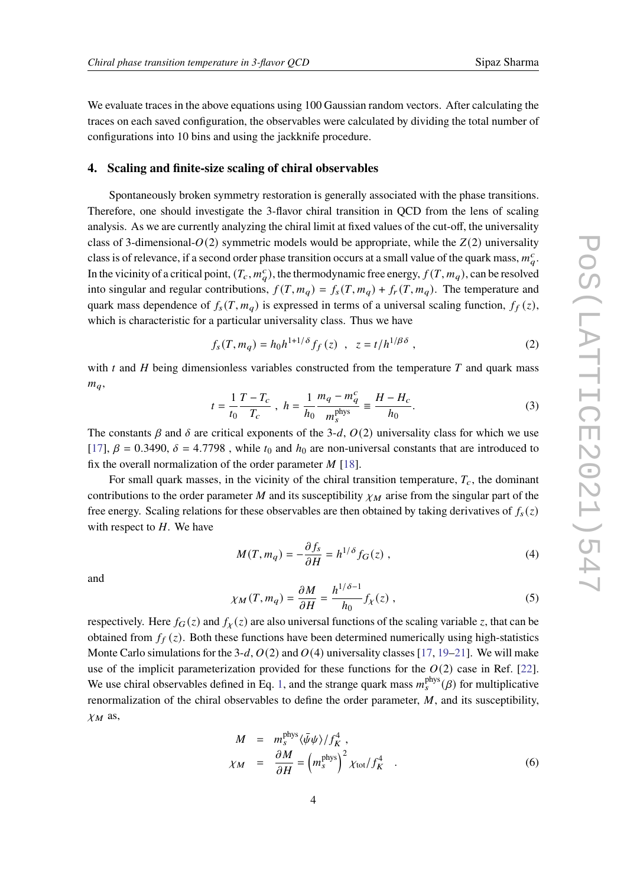We evaluate traces in the above equations using 100 Gaussian random vectors. After calculating the traces on each saved configuration, the observables were calculated by dividing the total number of configurations into 10 bins and using the jackknife procedure.

## 4. Scaling and finite-size scaling of chiral observables

Spontaneously broken symmetry restoration is generally associated with the phase transitions. Therefore, one should investigate the 3-flavor chiral transition in QCD from the lens of scaling analysis. As we are currently analyzing the chiral limit at fixed values of the cut-off, the universality class of 3-dimensional-$O(2)$ symmetric models would be appropriate, while the $Z(2)$ universality class is of relevance, if a second order phase transition occurs at a small value of the quark mass, $m_q^c$. In the vicinity of a critical point, $(T_c, m_q^c)$, the thermodynamic free energy, $f(T, m_q)$, can be resolved into singular and regular contributions, $f(T, m_q) = f_s(T, m_q) + f_r(T, m_q)$. The temperature and quark mass dependence of $f_s(T, m_q)$ is expressed in terms of a universal scaling function, $f_f(z)$, which is characteristic for a particular universality class. Thus we have

$$f_s(T, m_q) = h_0 h^{1+1/\delta} f_f(z) \quad , \quad z = t/h^{1/\beta\delta} \ , \tag{2}$$

with $t$ and $H$ being dimensionless variables constructed from the temperature $T$ and quark mass $m_q$,

$$t = \frac{1}{t_0}\frac{T - T_c}{T_c} \ , \ h = \frac{1}{h_0}\frac{m_q - m_q^c}{m_s^{\rm phys}} \equiv \frac{H - H_c}{h_0}. \tag{3}$$

The constants $\beta$ and $\delta$ are critical exponents of the 3-$d$, $O(2)$ universality class for which we use [17], $\beta = 0.3490$, $\delta = 4.7798$ , while $t_0$ and $h_0$ are non-universal constants that are introduced to fix the overall normalization of the order parameter $M$ [18].

For small quark masses, in the vicinity of the chiral transition temperature, $T_c$, the dominant contributions to the order parameter $M$ and its susceptibility $\chi_M$ arise from the singular part of the free energy. Scaling relations for these observables are then obtained by taking derivatives of $f_s(z)$ with respect to $H$. We have

$$M(T, m_q) = -\frac{\partial f_s}{\partial H} = h^{1/\delta} f_G(z) \ , \tag{4}$$

and

$$\chi_M(T, m_q) = \frac{\partial M}{\partial H} = \frac{h^{1/\delta - 1}}{h_0} f_\chi(z) \ , \tag{5}$$

respectively. Here $f_G(z)$ and $f_\chi(z)$ are also universal functions of the scaling variable $z$, that can be obtained from $f_f(z)$. Both these functions have been determined numerically using high-statistics Monte Carlo simulations for the 3-$d$, $O(2)$ and $O(4)$ universality classes [17, 19–21]. We will make use of the implicit parameterization provided for these functions for the $O(2)$ case in Ref. [22]. We use chiral observables defined in Eq. 1, and the strange quark mass $m_s^{\rm phys}(\beta)$ for multiplicative renormalization of the chiral observables to define the order parameter, $M$, and its susceptibility, $\chi_M$ as,

$$\begin{aligned} M &= m_s^{\rm phys}\langle\bar{\psi}\psi\rangle/f_K^4 \ , \\ \chi_M &= \frac{\partial M}{\partial H} = \left(m_s^{\rm phys}\right)^2 \chi_{\rm tot}/f_K^4 \quad . \end{aligned} \tag{6}$$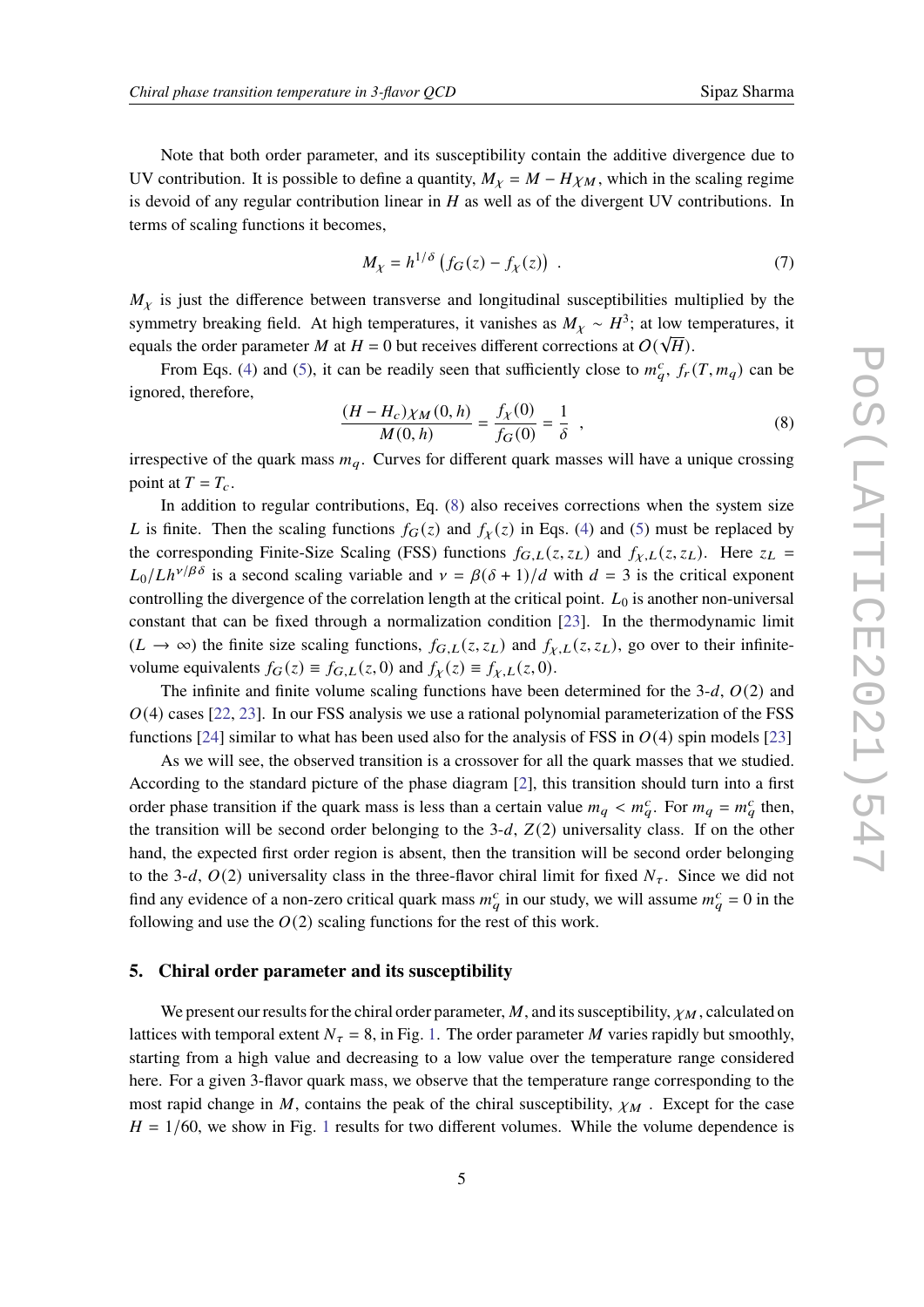Note that both order parameter, and its susceptibility contain the additive divergence due to UV contribution. It is possible to define a quantity, $M_\chi = M - H\chi_M$, which in the scaling regime is devoid of any regular contribution linear in $H$ as well as of the divergent UV contributions. In terms of scaling functions it becomes,

$$M_\chi = h^{1/\delta}\left(f_G(z) - f_\chi(z)\right) \ . \tag{7}$$

$M_\chi$ is just the difference between transverse and longitudinal susceptibilities multiplied by the symmetry breaking field. At high temperatures, it vanishes as $M_\chi \sim H^3$; at low temperatures, it equals the order parameter $M$ at $H = 0$ but receives different corrections at $O(\sqrt{H})$.

From Eqs. (4) and (5), it can be readily seen that sufficiently close to $m_q^c$, $f_r(T, m_q)$ can be ignored, therefore,

$$\frac{(H - H_c)\chi_M(0,h)}{M(0,h)} = \frac{f_\chi(0)}{f_G(0)} = \frac{1}{\delta} \ , \tag{8}$$

irrespective of the quark mass $m_q$. Curves for different quark masses will have a unique crossing point at $T = T_c$.

In addition to regular contributions, Eq. (8) also receives corrections when the system size $L$ is finite. Then the scaling functions $f_G(z)$ and $f_\chi(z)$ in Eqs. (4) and (5) must be replaced by the corresponding Finite-Size Scaling (FSS) functions $f_{G,L}(z, z_L)$ and $f_{\chi,L}(z, z_L)$. Here $z_L = L_0/Lh^{\nu/\beta\delta}$ is a second scaling variable and $\nu = \beta(\delta+1)/d$ with $d = 3$ is the critical exponent controlling the divergence of the correlation length at the critical point. $L_0$ is another non-universal constant that can be fixed through a normalization condition [23]. In the thermodynamic limit ($L \to \infty$) the finite size scaling functions, $f_{G,L}(z, z_L)$ and $f_{\chi,L}(z, z_L)$, go over to their infinite-volume equivalents $f_G(z) \equiv f_{G,L}(z, 0)$ and $f_\chi(z) \equiv f_{\chi,L}(z, 0)$.

The infinite and finite volume scaling functions have been determined for the 3-$d$, $O(2)$ and $O(4)$ cases [22, 23]. In our FSS analysis we use a rational polynomial parameterization of the FSS functions [24] similar to what has been used also for the analysis of FSS in $O(4)$ spin models [23]

As we will see, the observed transition is a crossover for all the quark masses that we studied. According to the standard picture of the phase diagram [2], this transition should turn into a first order phase transition if the quark mass is less than a certain value $m_q < m_q^c$. For $m_q = m_q^c$ then, the transition will be second order belonging to the 3-$d$, $Z(2)$ universality class. If on the other hand, the expected first order region is absent, then the transition will be second order belonging to the 3-$d$, $O(2)$ universality class in the three-flavor chiral limit for fixed $N_\tau$. Since we did not find any evidence of a non-zero critical quark mass $m_q^c$ in our study, we will assume $m_q^c = 0$ in the following and use the $O(2)$ scaling functions for the rest of this work.

## 5. Chiral order parameter and its susceptibility

We present our results for the chiral order parameter, $M$, and its susceptibility, $\chi_M$, calculated on lattices with temporal extent $N_\tau = 8$, in Fig. 1. The order parameter $M$ varies rapidly but smoothly, starting from a high value and decreasing to a low value over the temperature range considered here. For a given 3-flavor quark mass, we observe that the temperature range corresponding to the most rapid change in $M$, contains the peak of the chiral susceptibility, $\chi_M$ . Except for the case $H = 1/60$, we show in Fig. 1 results for two different volumes. While the volume dependence is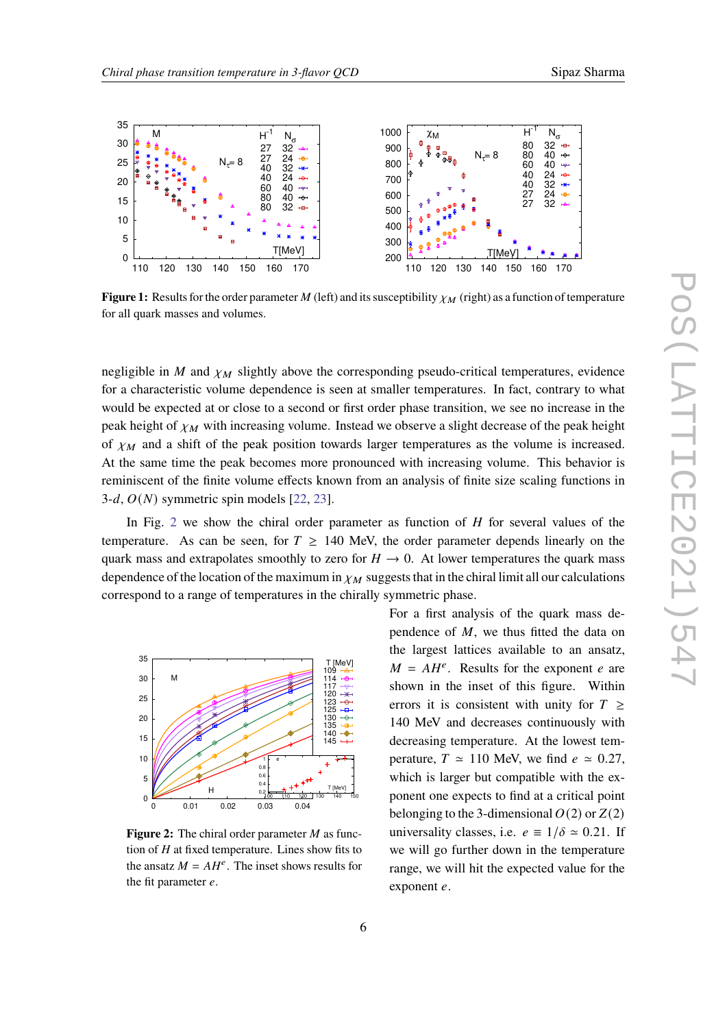M

$H^{-1}$ $N_\sigma$
27 32
27 24
40 32
40 24
60 40
80 40
80 32

$N_\tau = 8$

T[MeV]

35 30 25 20 15 10 5 0

110 120 130 140 150 160 170

$\chi_M$

$H^{-1}$ $N_\sigma$
80 32
80 40
60 40
40 24
40 32
27 24
27 32

$N_\tau = 8$

T[MeV]

1000 900 800 700 600 500 400 300 200

110 120 130 140 150 160 170

**Figure 1:** Results for the order parameter $M$ (left) and its susceptibility $\chi_M$ (right) as a function of temperature for all quark masses and volumes.

negligible in $M$ and $\chi_M$ slightly above the corresponding pseudo-critical temperatures, evidence for a characteristic volume dependence is seen at smaller temperatures. In fact, contrary to what would be expected at or close to a second or first order phase transition, we see no increase in the peak height of $\chi_M$ with increasing volume. Instead we observe a slight decrease of the peak height of $\chi_M$ and a shift of the peak position towards larger temperatures as the volume is increased. At the same time the peak becomes more pronounced with increasing volume. This behavior is reminiscent of the finite volume effects known from an analysis of finite size scaling functions in 3-$d$, $O(N)$ symmetric spin models [22, 23].

In Fig. 2 we show the chiral order parameter as function of $H$ for several values of the temperature. As can be seen, for $T \geq 140$ MeV, the order parameter depends linearly on the quark mass and extrapolates smoothly to zero for $H \to 0$. At lower temperatures the quark mass dependence of the location of the maximum in $\chi_M$ suggests that in the chiral limit all our calculations correspond to a range of temperatures in the chirally symmetric phase.

M

H

T [MeV]
109
114
117
120
123
125
130
135
140
145

e

T [MeV]

35 30 25 20 15 10 5 0

0 0.01 0.02 0.03 0.04

**Figure 2:** The chiral order parameter $M$ as function of $H$ at fixed temperature. Lines show fits to the ansatz $M = AH^e$. The inset shows results for the fit parameter $e$.

For a first analysis of the quark mass dependence of $M$, we thus fitted the data on the largest lattices available to an ansatz, $M = AH^e$. Results for the exponent $e$ are shown in the inset of this figure. Within errors it is consistent with unity for $T \geq 140$ MeV and decreases continuously with decreasing temperature. At the lowest temperature, $T \simeq 110$ MeV, we find $e \simeq 0.27$, which is larger but compatible with the exponent one expects to find at a critical point belonging to the 3-dimensional $O(2)$ or $Z(2)$ universality classes, i.e. $e \equiv 1/\delta \simeq 0.21$. If we will go further down in the temperature range, we will hit the expected value for the exponent $e$.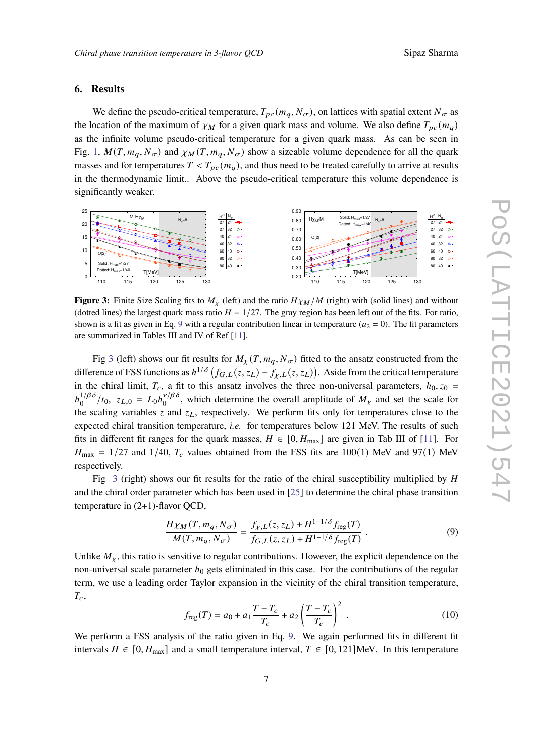## 6. Results

We define the pseudo-critical temperature, $T_{pc}(m_q, N_\sigma)$, on lattices with spatial extent $N_\sigma$ as the location of the maximum of $\chi_M$ for a given quark mass and volume. We also define $T_{pc}(m_q)$ as the infinite volume pseudo-critical temperature for a given quark mass. As can be seen in Fig. 1, $M(T, m_q, N_\sigma)$ and $\chi_M(T, m_q, N_\sigma)$ show a sizeable volume dependence for all the quark masses and for temperatures $T < T_{pc}(m_q)$, and thus need to be treated carefully to arrive at results in the thermodynamic limit.. Above the pseudo-critical temperature this volume dependence is significantly weaker.

M-H$\chi_M$
N$_\tau$=8
O(2)
Solid: H$_{max}$=1/27
Dotted: H$_{max}$=1/40
T[MeV]
0 5 10 15 20 25
110 115 120 125 130
H$^{-1}$ N$_\sigma$
27 24
27 32
40 24
40 32
60 40
80 32
80 40

H$\chi_M$/M
Solid: H$_{max}$=1/27
Dotted: H$_{max}$=1/40
N$_\tau$=8
O(2)
T[MeV]
0.20 0.30 0.40 0.50 0.60 0.70 0.80 0.90
110 115 120 125 130
H$^{-1}$ N$_\sigma$
27 24
27 32
40 24
40 32
60 40
80 32
80 40

**Figure 3:** Finite Size Scaling fits to $M_\chi$ (left) and the ratio $H\chi_M/M$ (right) with (solid lines) and without (dotted lines) the largest quark mass ratio $H = 1/27$. The gray region has been left out of the fits. For ratio, shown is a fit as given in Eq. 9 with a regular contribution linear in temperature ($a_2 = 0$). The fit parameters are summarized in Tables III and IV of Ref [11].

Fig 3 (left) shows our fit results for $M_\chi(T, m_q, N_\sigma)$ fitted to the ansatz constructed from the difference of FSS functions as $h^{1/\delta}\left(f_{G,L}(z, z_L) - f_{\chi,L}(z, z_L)\right)$. Aside from the critical temperature in the chiral limit, $T_c$, a fit to this ansatz involves the three non-universal parameters, $h_0, z_0 = h_0^{1/\beta\delta}/t_0$, $z_{L,0} = L_0 h_0^{\nu/\beta\delta}$, which determine the overall amplitude of $M_\chi$ and set the scale for the scaling variables $z$ and $z_L$, respectively. We perform fits only for temperatures close to the expected chiral transition temperature, *i.e.* for temperatures below 121 MeV. The results of such fits in different fit ranges for the quark masses, $H \in [0, H_{\max}]$ are given in Tab III of [11]. For $H_{\max} = 1/27$ and $1/40$, $T_c$ values obtained from the FSS fits are 100(1) MeV and 97(1) MeV respectively.

Fig 3 (right) shows our fit results for the ratio of the chiral susceptibility multiplied by $H$ and the chiral order parameter which has been used in [25] to determine the chiral phase transition temperature in (2+1)-flavor QCD,

$$\frac{H\chi_M(T, m_q, N_\sigma)}{M(T, m_q, N_\sigma)} = \frac{f_{\chi,L}(z, z_L) + H^{1-1/\delta} f_{\text{reg}}(T)}{f_{G,L}(z, z_L) + H^{1-1/\delta} f_{\text{reg}}(T)} . \tag{9}$$

Unlike $M_\chi$, this ratio is sensitive to regular contributions. However, the explicit dependence on the non-universal scale parameter $h_0$ gets eliminated in this case. For the contributions of the regular term, we use a leading order Taylor expansion in the vicinity of the chiral transition temperature, $T_c$,

$$f_{\text{reg}}(T) = a_0 + a_1 \frac{T - T_c}{T_c} + a_2 \left(\frac{T - T_c}{T_c}\right)^2 . \tag{10}$$

We perform a FSS analysis of the ratio given in Eq. 9. We again performed fits in different fit intervals $H \in [0, H_{\max}]$ and a small temperature interval, $T \in [0, 121]$MeV. In this temperature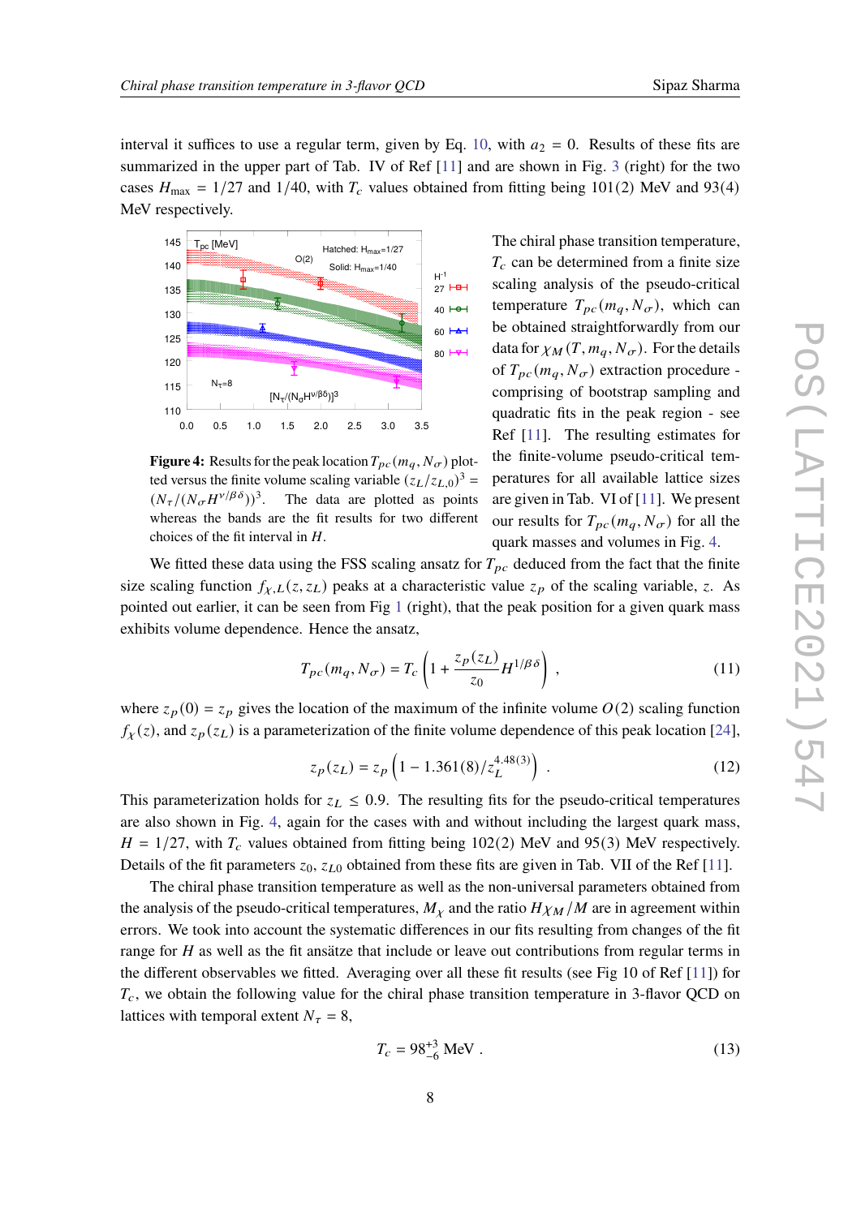interval it suffices to use a regular term, given by Eq. 10, with $a_2 = 0$. Results of these fits are summarized in the upper part of Tab. IV of Ref [11] and are shown in Fig. 3 (right) for the two cases $H_{\max} = 1/27$ and $1/40$, with $T_c$ values obtained from fitting being 101(2) MeV and 93(4) MeV respectively.

145
140
135
130
125
120
115
110
0.0 0.5 1.0 1.5 2.0 2.5 3.0 3.5
$T_{pc}$ [MeV]
O(2)
Hatched: $H_{max}$=1/27
Solid: $H_{max}$=1/40
$H^{-1}$
27
40
60
80
$N_\tau$=8
$[N_\tau/(N_\sigma H^{\nu/\beta\delta})]^3$

**Figure 4:** Results for the peak location $T_{pc}(m_q, N_\sigma)$ plotted versus the finite volume scaling variable $(z_L/z_{L,0})^3 = (N_\tau/(N_\sigma H^{\nu/\beta\delta}))^3$. The data are plotted as points whereas the bands are the fit results for two different choices of the fit interval in $H$.

The chiral phase transition temperature, $T_c$ can be determined from a finite size scaling analysis of the pseudo-critical temperature $T_{pc}(m_q, N_\sigma)$, which can be obtained straightforwardly from our data for $\chi_M(T, m_q, N_\sigma)$. For the details of $T_{pc}(m_q, N_\sigma)$ extraction procedure - comprising of bootstrap sampling and quadratic fits in the peak region - see Ref [11]. The resulting estimates for the finite-volume pseudo-critical temperatures for all available lattice sizes are given in Tab. VI of [11]. We present our results for $T_{pc}(m_q, N_\sigma)$ for all the quark masses and volumes in Fig. 4.

We fitted these data using the FSS scaling ansatz for $T_{pc}$ deduced from the fact that the finite size scaling function $f_{\chi,L}(z, z_L)$ peaks at a characteristic value $z_p$ of the scaling variable, $z$. As pointed out earlier, it can be seen from Fig 1 (right), that the peak position for a given quark mass exhibits volume dependence. Hence the ansatz,

$$T_{pc}(m_q, N_\sigma) = T_c \left( 1 + \frac{z_p(z_L)}{z_0} H^{1/\beta\delta} \right) , \tag{11}$$

where $z_p(0) = z_p$ gives the location of the maximum of the infinite volume $O(2)$ scaling function $f_\chi(z)$, and $z_p(z_L)$ is a parameterization of the finite volume dependence of this peak location [24],

$$z_p(z_L) = z_p \left( 1 - 1.361(8)/z_L^{4.48(3)} \right) . \tag{12}$$

This parameterization holds for $z_L \leq 0.9$. The resulting fits for the pseudo-critical temperatures are also shown in Fig. 4, again for the cases with and without including the largest quark mass, $H = 1/27$, with $T_c$ values obtained from fitting being 102(2) MeV and 95(3) MeV respectively. Details of the fit parameters $z_0$, $z_{L0}$ obtained from these fits are given in Tab. VII of the Ref [11].

The chiral phase transition temperature as well as the non-universal parameters obtained from the analysis of the pseudo-critical temperatures, $M_\chi$ and the ratio $H\chi_M/M$ are in agreement within errors. We took into account the systematic differences in our fits resulting from changes of the fit range for $H$ as well as the fit ansätze that include or leave out contributions from regular terms in the different observables we fitted. Averaging over all these fit results (see Fig 10 of Ref [11]) for $T_c$, we obtain the following value for the chiral phase transition temperature in 3-flavor QCD on lattices with temporal extent $N_\tau = 8$,

$$T_c = 98^{+3}_{-6} \text{ MeV} . \tag{13}$$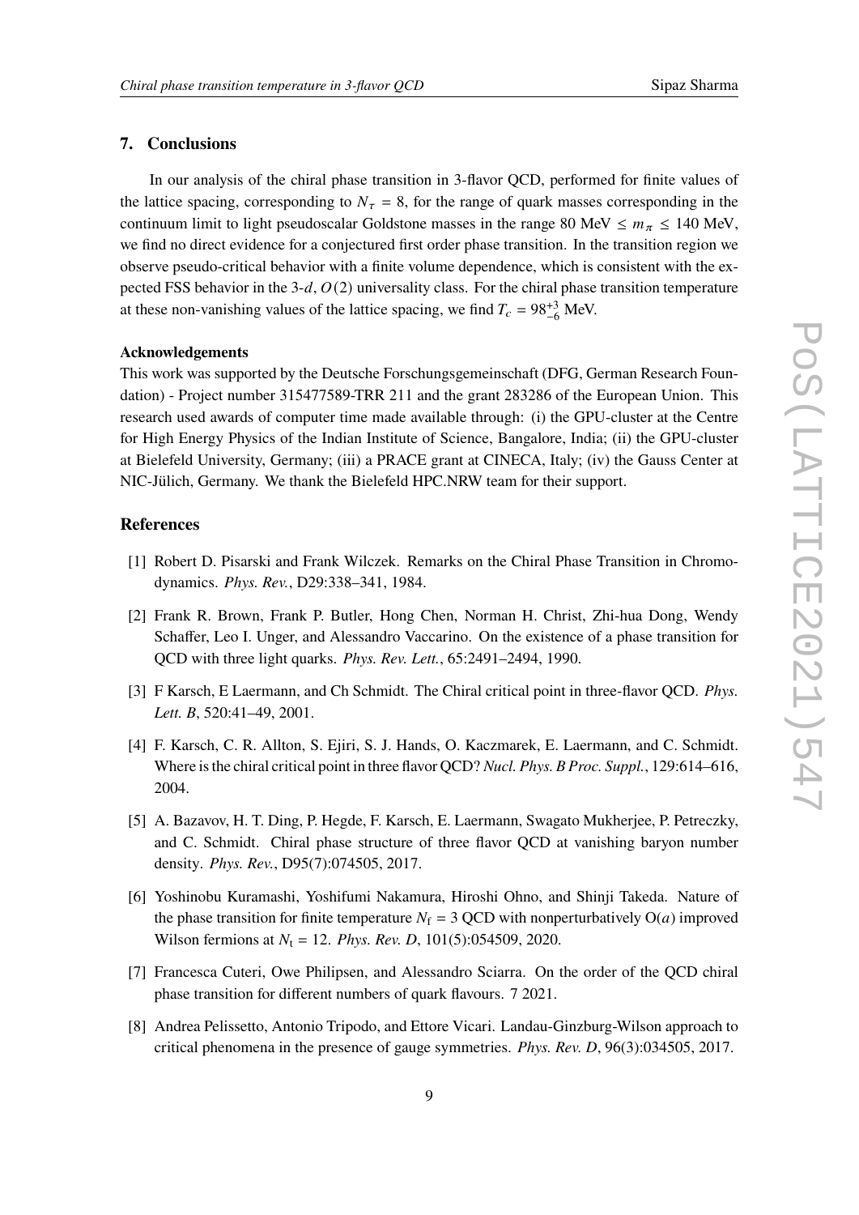## 7. Conclusions

In our analysis of the chiral phase transition in 3-flavor QCD, performed for finite values of the lattice spacing, corresponding to $N_\tau = 8$, for the range of quark masses corresponding in the continuum limit to light pseudoscalar Goldstone masses in the range 80 MeV $\leq m_\pi \leq$ 140 MeV, we find no direct evidence for a conjectured first order phase transition. In the transition region we observe pseudo-critical behavior with a finite volume dependence, which is consistent with the expected FSS behavior in the 3-$d$, $O(2)$ universality class. For the chiral phase transition temperature at these non-vanishing values of the lattice spacing, we find $T_c = 98^{+3}_{-6}$ MeV.

#### Acknowledgements

This work was supported by the Deutsche Forschungsgemeinschaft (DFG, German Research Foundation) - Project number 315477589-TRR 211 and the grant 283286 of the European Union. This research used awards of computer time made available through: (i) the GPU-cluster at the Centre for High Energy Physics of the Indian Institute of Science, Bangalore, India; (ii) the GPU-cluster at Bielefeld University, Germany; (iii) a PRACE grant at CINECA, Italy; (iv) the Gauss Center at NIC-Jülich, Germany. We thank the Bielefeld HPC.NRW team for their support.

### References

[1] Robert D. Pisarski and Frank Wilczek. Remarks on the Chiral Phase Transition in Chromodynamics. *Phys. Rev.*, D29:338–341, 1984.

[2] Frank R. Brown, Frank P. Butler, Hong Chen, Norman H. Christ, Zhi-hua Dong, Wendy Schaffer, Leo I. Unger, and Alessandro Vaccarino. On the existence of a phase transition for QCD with three light quarks. *Phys. Rev. Lett.*, 65:2491–2494, 1990.

[3] F Karsch, E Laermann, and Ch Schmidt. The Chiral critical point in three-flavor QCD. *Phys. Lett. B*, 520:41–49, 2001.

[4] F. Karsch, C. R. Allton, S. Ejiri, S. J. Hands, O. Kaczmarek, E. Laermann, and C. Schmidt. Where is the chiral critical point in three flavor QCD? *Nucl. Phys. B Proc. Suppl.*, 129:614–616, 2004.

[5] A. Bazavov, H. T. Ding, P. Hegde, F. Karsch, E. Laermann, Swagato Mukherjee, P. Petreczky, and C. Schmidt. Chiral phase structure of three flavor QCD at vanishing baryon number density. *Phys. Rev.*, D95(7):074505, 2017.

[6] Yoshinobu Kuramashi, Yoshifumi Nakamura, Hiroshi Ohno, and Shinji Takeda. Nature of the phase transition for finite temperature $N_\mathrm{f} = 3$ QCD with nonperturbatively O($a$) improved Wilson fermions at $N_\mathrm{t} = 12$. *Phys. Rev. D*, 101(5):054509, 2020.

[7] Francesca Cuteri, Owe Philipsen, and Alessandro Sciarra. On the order of the QCD chiral phase transition for different numbers of quark flavours. 7 2021.

[8] Andrea Pelissetto, Antonio Tripodo, and Ettore Vicari. Landau-Ginzburg-Wilson approach to critical phenomena in the presence of gauge symmetries. *Phys. Rev. D*, 96(3):034505, 2017.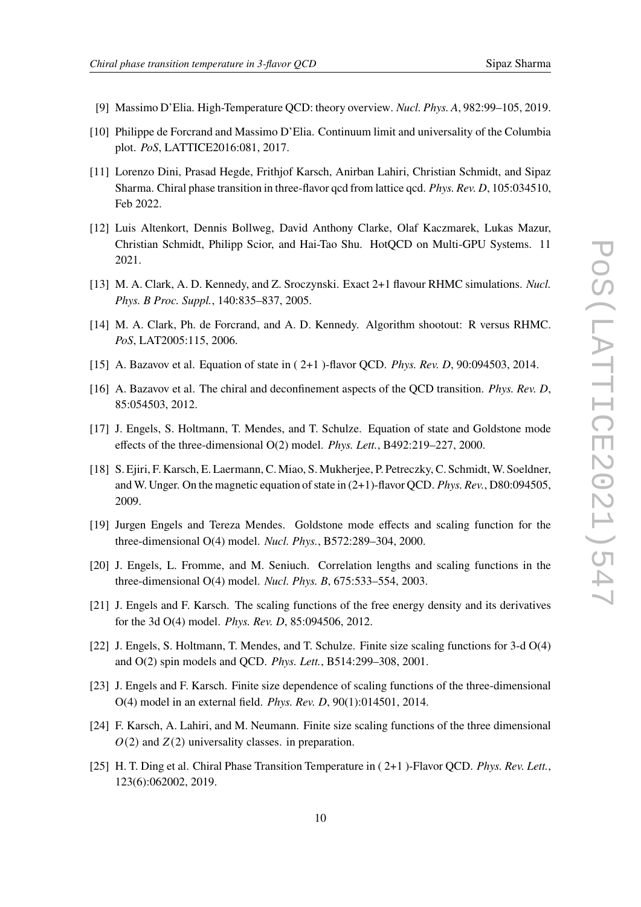[9] Massimo D'Elia. High-Temperature QCD: theory overview. *Nucl. Phys. A*, 982:99–105, 2019.

[10] Philippe de Forcrand and Massimo D'Elia. Continuum limit and universality of the Columbia plot. *PoS*, LATTICE2016:081, 2017.

[11] Lorenzo Dini, Prasad Hegde, Frithjof Karsch, Anirban Lahiri, Christian Schmidt, and Sipaz Sharma. Chiral phase transition in three-flavor qcd from lattice qcd. *Phys. Rev. D*, 105:034510, Feb 2022.

[12] Luis Altenkort, Dennis Bollweg, David Anthony Clarke, Olaf Kaczmarek, Lukas Mazur, Christian Schmidt, Philipp Scior, and Hai-Tao Shu. HotQCD on Multi-GPU Systems. 11 2021.

[13] M. A. Clark, A. D. Kennedy, and Z. Sroczynski. Exact 2+1 flavour RHMC simulations. *Nucl. Phys. B Proc. Suppl.*, 140:835–837, 2005.

[14] M. A. Clark, Ph. de Forcrand, and A. D. Kennedy. Algorithm shootout: R versus RHMC. *PoS*, LAT2005:115, 2006.

[15] A. Bazavov et al. Equation of state in ( 2+1 )-flavor QCD. *Phys. Rev. D*, 90:094503, 2014.

[16] A. Bazavov et al. The chiral and deconfinement aspects of the QCD transition. *Phys. Rev. D*, 85:054503, 2012.

[17] J. Engels, S. Holtmann, T. Mendes, and T. Schulze. Equation of state and Goldstone mode effects of the three-dimensional O(2) model. *Phys. Lett.*, B492:219–227, 2000.

[18] S. Ejiri, F. Karsch, E. Laermann, C. Miao, S. Mukherjee, P. Petreczky, C. Schmidt, W. Soeldner, and W. Unger. On the magnetic equation of state in (2+1)-flavor QCD. *Phys. Rev.*, D80:094505, 2009.

[19] Jurgen Engels and Tereza Mendes. Goldstone mode effects and scaling function for the three-dimensional O(4) model. *Nucl. Phys.*, B572:289–304, 2000.

[20] J. Engels, L. Fromme, and M. Seniuch. Correlation lengths and scaling functions in the three-dimensional O(4) model. *Nucl. Phys. B*, 675:533–554, 2003.

[21] J. Engels and F. Karsch. The scaling functions of the free energy density and its derivatives for the 3d O(4) model. *Phys. Rev. D*, 85:094506, 2012.

[22] J. Engels, S. Holtmann, T. Mendes, and T. Schulze. Finite size scaling functions for 3-d O(4) and O(2) spin models and QCD. *Phys. Lett.*, B514:299–308, 2001.

[23] J. Engels and F. Karsch. Finite size dependence of scaling functions of the three-dimensional O(4) model in an external field. *Phys. Rev. D*, 90(1):014501, 2014.

[24] F. Karsch, A. Lahiri, and M. Neumann. Finite size scaling functions of the three dimensional $O(2)$ and $Z(2)$ universality classes. in preparation.

[25] H. T. Ding et al. Chiral Phase Transition Temperature in ( 2+1 )-Flavor QCD. *Phys. Rev. Lett.*, 123(6):062002, 2019.